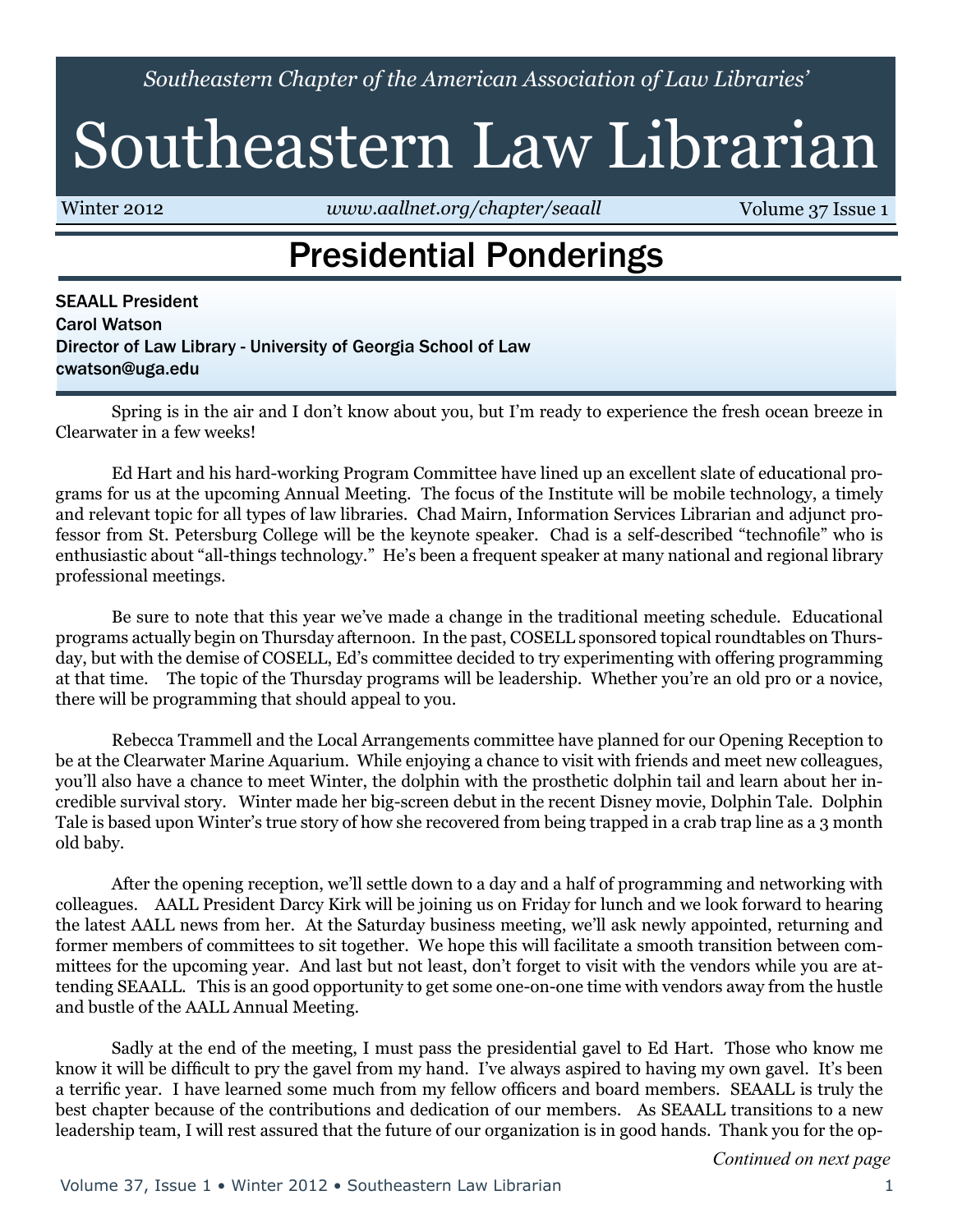*Southeastern Chapter of the American Association of Law Libraries'*

# Southeastern Law Librarian

Winter 2012 | *www.aallnet.org/chapter/seaall* | Volume 37 Issue 1

## Presidential Ponderings

SEAALL President
Carol Watson
Director of Law Library - University of Georgia School of Law
cwatson@uga.edu

Spring is in the air and I don't know about you, but I'm ready to experience the fresh ocean breeze in Clearwater in a few weeks!

Ed Hart and his hard-working Program Committee have lined up an excellent slate of educational programs for us at the upcoming Annual Meeting. The focus of the Institute will be mobile technology, a timely and relevant topic for all types of law libraries. Chad Mairn, Information Services Librarian and adjunct professor from St. Petersburg College will be the keynote speaker. Chad is a self-described "technofile" who is enthusiastic about "all-things technology." He's been a frequent speaker at many national and regional library professional meetings.

Be sure to note that this year we've made a change in the traditional meeting schedule. Educational programs actually begin on Thursday afternoon. In the past, COSELL sponsored topical roundtables on Thursday, but with the demise of COSELL, Ed's committee decided to try experimenting with offering programming at that time. The topic of the Thursday programs will be leadership. Whether you're an old pro or a novice, there will be programming that should appeal to you.

Rebecca Trammell and the Local Arrangements committee have planned for our Opening Reception to be at the Clearwater Marine Aquarium. While enjoying a chance to visit with friends and meet new colleagues, you'll also have a chance to meet Winter, the dolphin with the prosthetic dolphin tail and learn about her incredible survival story. Winter made her big-screen debut in the recent Disney movie, Dolphin Tale. Dolphin Tale is based upon Winter's true story of how she recovered from being trapped in a crab trap line as a 3 month old baby.

After the opening reception, we'll settle down to a day and a half of programming and networking with colleagues. AALL President Darcy Kirk will be joining us on Friday for lunch and we look forward to hearing the latest AALL news from her. At the Saturday business meeting, we'll ask newly appointed, returning and former members of committees to sit together. We hope this will facilitate a smooth transition between committees for the upcoming year. And last but not least, don't forget to visit with the vendors while you are attending SEAALL. This is an good opportunity to get some one-on-one time with vendors away from the hustle and bustle of the AALL Annual Meeting.

Sadly at the end of the meeting, I must pass the presidential gavel to Ed Hart. Those who know me know it will be difficult to pry the gavel from my hand. I've always aspired to having my own gavel. It's been a terrific year. I have learned some much from my fellow officers and board members. SEAALL is truly the best chapter because of the contributions and dedication of our members. As SEAALL transitions to a new leadership team, I will rest assured that the future of our organization is in good hands. Thank you for the op-

*Continued on next page*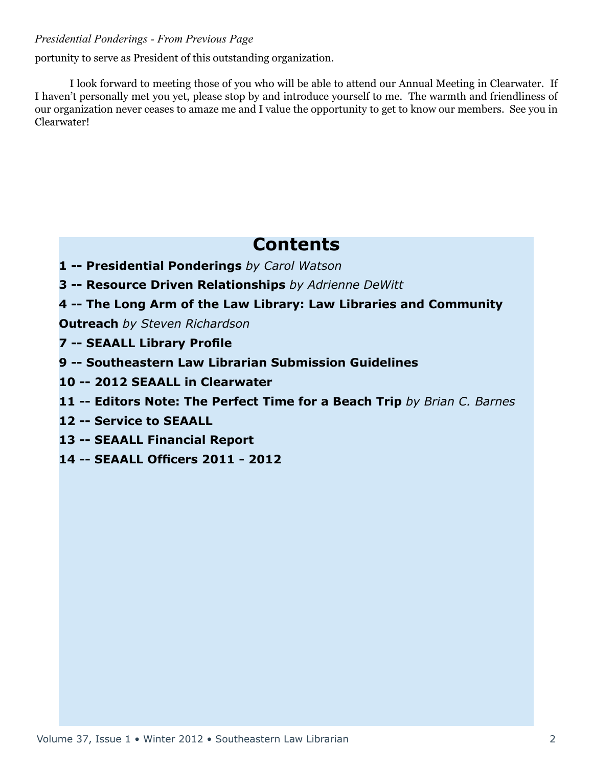*Presidential Ponderings - From Previous Page*

portunity to serve as President of this outstanding organization.

I look forward to meeting those of you who will be able to attend our Annual Meeting in Clearwater. If I haven't personally met you yet, please stop by and introduce yourself to me. The warmth and friendliness of our organization never ceases to amaze me and I value the opportunity to get to know our members. See you in Clearwater!

## Contents

**1 -- Presidential Ponderings** *by Carol Watson*

**3 -- Resource Driven Relationships** *by Adrienne DeWitt*

**4 -- The Long Arm of the Law Library: Law Libraries and Community Outreach** *by Steven Richardson*

**7 -- SEAALL Library Profile**

**9 -- Southeastern Law Librarian Submission Guidelines**

**10 -- 2012 SEAALL in Clearwater**

**11 -- Editors Note: The Perfect Time for a Beach Trip** *by Brian C. Barnes*

**12 -- Service to SEAALL**

**13 -- SEAALL Financial Report**

**14 -- SEAALL Officers 2011 - 2012**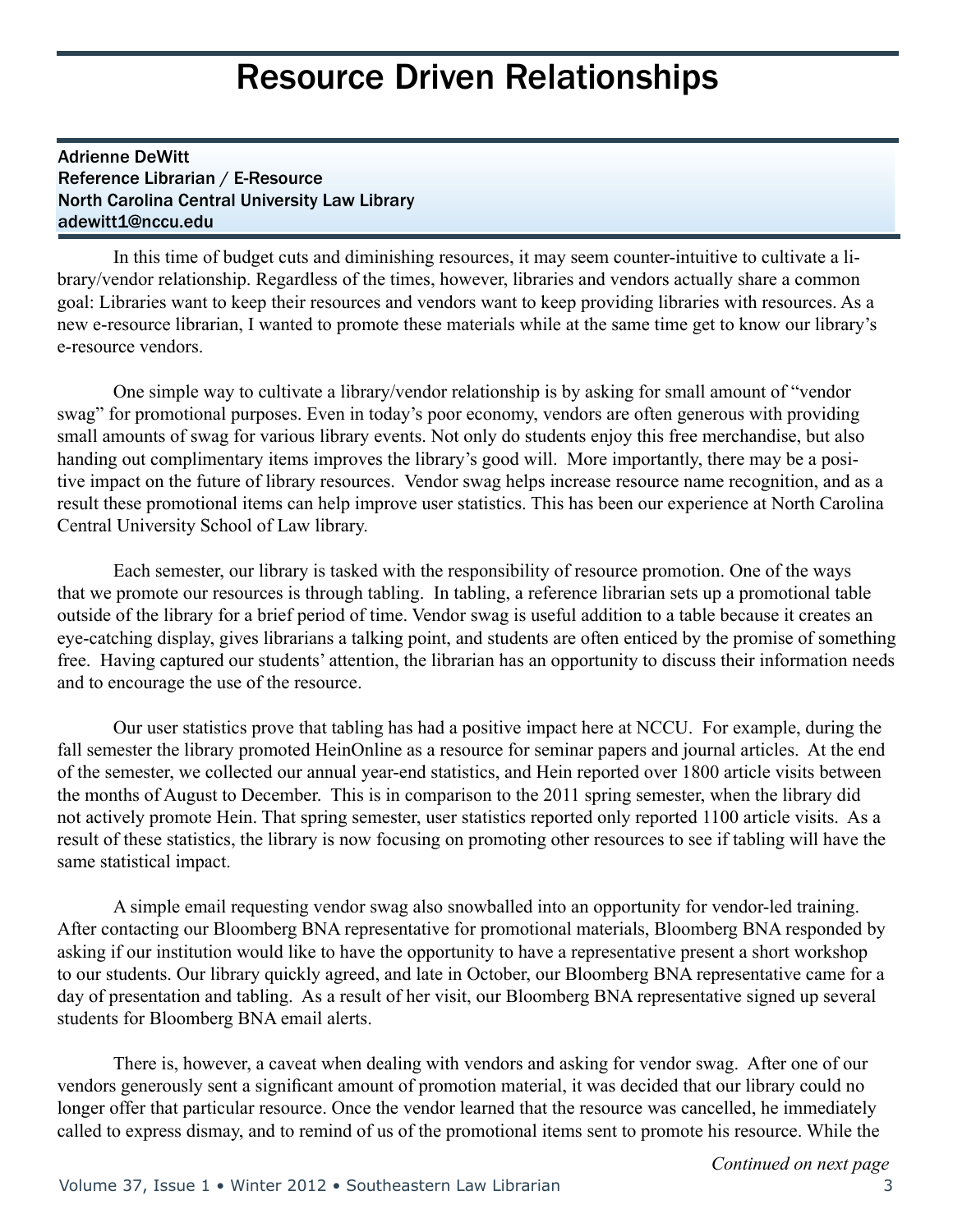# Resource Driven Relationships

Adrienne DeWitt
Reference Librarian / E-Resource
North Carolina Central University Law Library
adewitt1@nccu.edu

In this time of budget cuts and diminishing resources, it may seem counter-intuitive to cultivate a library/vendor relationship. Regardless of the times, however, libraries and vendors actually share a common goal: Libraries want to keep their resources and vendors want to keep providing libraries with resources. As a new e-resource librarian, I wanted to promote these materials while at the same time get to know our library's e-resource vendors.

One simple way to cultivate a library/vendor relationship is by asking for small amount of "vendor swag" for promotional purposes. Even in today's poor economy, vendors are often generous with providing small amounts of swag for various library events. Not only do students enjoy this free merchandise, but also handing out complimentary items improves the library's good will. More importantly, there may be a positive impact on the future of library resources. Vendor swag helps increase resource name recognition, and as a result these promotional items can help improve user statistics. This has been our experience at North Carolina Central University School of Law library.

Each semester, our library is tasked with the responsibility of resource promotion. One of the ways that we promote our resources is through tabling. In tabling, a reference librarian sets up a promotional table outside of the library for a brief period of time. Vendor swag is useful addition to a table because it creates an eye-catching display, gives librarians a talking point, and students are often enticed by the promise of something free. Having captured our students' attention, the librarian has an opportunity to discuss their information needs and to encourage the use of the resource.

Our user statistics prove that tabling has had a positive impact here at NCCU. For example, during the fall semester the library promoted HeinOnline as a resource for seminar papers and journal articles. At the end of the semester, we collected our annual year-end statistics, and Hein reported over 1800 article visits between the months of August to December. This is in comparison to the 2011 spring semester, when the library did not actively promote Hein. That spring semester, user statistics reported only reported 1100 article visits. As a result of these statistics, the library is now focusing on promoting other resources to see if tabling will have the same statistical impact.

A simple email requesting vendor swag also snowballed into an opportunity for vendor-led training. After contacting our Bloomberg BNA representative for promotional materials, Bloomberg BNA responded by asking if our institution would like to have the opportunity to have a representative present a short workshop to our students. Our library quickly agreed, and late in October, our Bloomberg BNA representative came for a day of presentation and tabling. As a result of her visit, our Bloomberg BNA representative signed up several students for Bloomberg BNA email alerts.

There is, however, a caveat when dealing with vendors and asking for vendor swag. After one of our vendors generously sent a significant amount of promotion material, it was decided that our library could no longer offer that particular resource. Once the vendor learned that the resource was cancelled, he immediately called to express dismay, and to remind of us of the promotional items sent to promote his resource. While the

*Continued on next page*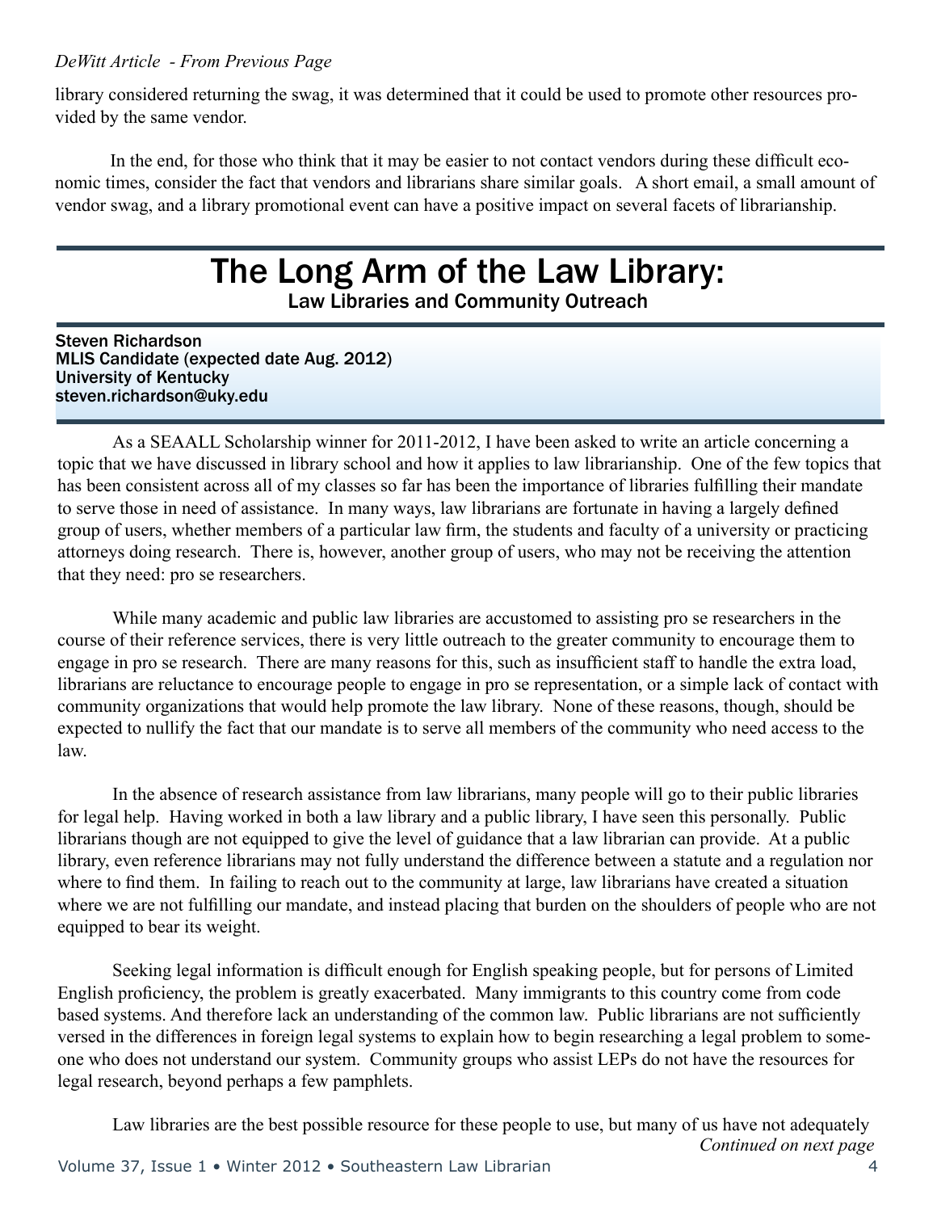*DeWitt Article - From Previous Page*

library considered returning the swag, it was determined that it could be used to promote other resources provided by the same vendor.

In the end, for those who think that it may be easier to not contact vendors during these difficult economic times, consider the fact that vendors and librarians share similar goals. A short email, a small amount of vendor swag, and a library promotional event can have a positive impact on several facets of librarianship.

# The Long Arm of the Law Library:

## Law Libraries and Community Outreach

Steven Richardson
MLIS Candidate (expected date Aug. 2012)
University of Kentucky
steven.richardson@uky.edu

As a SEAALL Scholarship winner for 2011-2012, I have been asked to write an article concerning a topic that we have discussed in library school and how it applies to law librarianship. One of the few topics that has been consistent across all of my classes so far has been the importance of libraries fulfilling their mandate to serve those in need of assistance. In many ways, law librarians are fortunate in having a largely defined group of users, whether members of a particular law firm, the students and faculty of a university or practicing attorneys doing research. There is, however, another group of users, who may not be receiving the attention that they need: pro se researchers.

While many academic and public law libraries are accustomed to assisting pro se researchers in the course of their reference services, there is very little outreach to the greater community to encourage them to engage in pro se research. There are many reasons for this, such as insufficient staff to handle the extra load, librarians are reluctance to encourage people to engage in pro se representation, or a simple lack of contact with community organizations that would help promote the law library. None of these reasons, though, should be expected to nullify the fact that our mandate is to serve all members of the community who need access to the law.

In the absence of research assistance from law librarians, many people will go to their public libraries for legal help. Having worked in both a law library and a public library, I have seen this personally. Public librarians though are not equipped to give the level of guidance that a law librarian can provide. At a public library, even reference librarians may not fully understand the difference between a statute and a regulation nor where to find them. In failing to reach out to the community at large, law librarians have created a situation where we are not fulfilling our mandate, and instead placing that burden on the shoulders of people who are not equipped to bear its weight.

Seeking legal information is difficult enough for English speaking people, but for persons of Limited English proficiency, the problem is greatly exacerbated. Many immigrants to this country come from code based systems. And therefore lack an understanding of the common law. Public librarians are not sufficiently versed in the differences in foreign legal systems to explain how to begin researching a legal problem to someone who does not understand our system. Community groups who assist LEPs do not have the resources for legal research, beyond perhaps a few pamphlets.

Law libraries are the best possible resource for these people to use, but many of us have not adequately

*Continued on next page*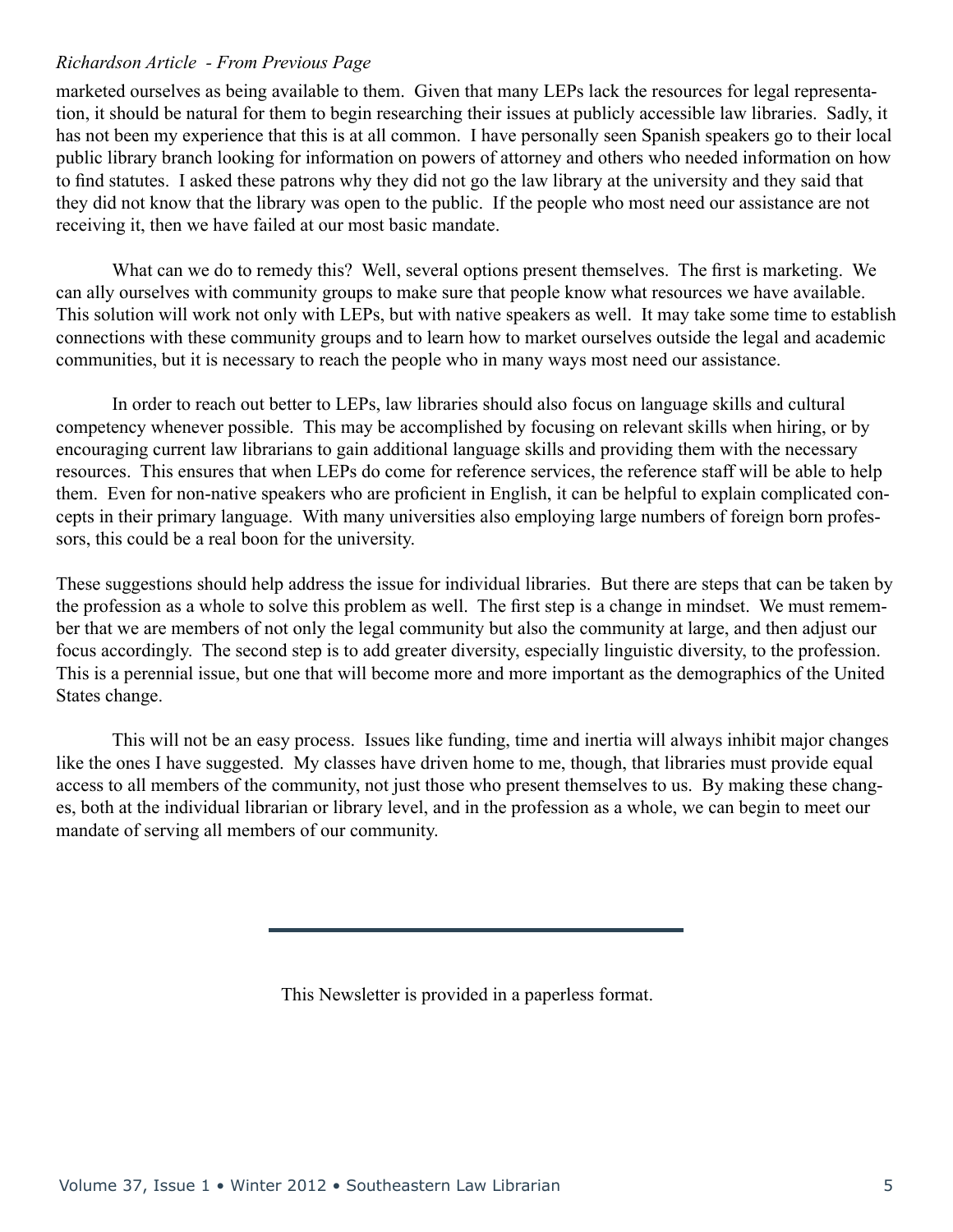*Richardson Article - From Previous Page*

marketed ourselves as being available to them. Given that many LEPs lack the resources for legal representation, it should be natural for them to begin researching their issues at publicly accessible law libraries. Sadly, it has not been my experience that this is at all common. I have personally seen Spanish speakers go to their local public library branch looking for information on powers of attorney and others who needed information on how to find statutes. I asked these patrons why they did not go the law library at the university and they said that they did not know that the library was open to the public. If the people who most need our assistance are not receiving it, then we have failed at our most basic mandate.

What can we do to remedy this? Well, several options present themselves. The first is marketing. We can ally ourselves with community groups to make sure that people know what resources we have available. This solution will work not only with LEPs, but with native speakers as well. It may take some time to establish connections with these community groups and to learn how to market ourselves outside the legal and academic communities, but it is necessary to reach the people who in many ways most need our assistance.

In order to reach out better to LEPs, law libraries should also focus on language skills and cultural competency whenever possible. This may be accomplished by focusing on relevant skills when hiring, or by encouraging current law librarians to gain additional language skills and providing them with the necessary resources. This ensures that when LEPs do come for reference services, the reference staff will be able to help them. Even for non-native speakers who are proficient in English, it can be helpful to explain complicated concepts in their primary language. With many universities also employing large numbers of foreign born professors, this could be a real boon for the university.

These suggestions should help address the issue for individual libraries. But there are steps that can be taken by the profession as a whole to solve this problem as well. The first step is a change in mindset. We must remember that we are members of not only the legal community but also the community at large, and then adjust our focus accordingly. The second step is to add greater diversity, especially linguistic diversity, to the profession. This is a perennial issue, but one that will become more and more important as the demographics of the United States change.

This will not be an easy process. Issues like funding, time and inertia will always inhibit major changes like the ones I have suggested. My classes have driven home to me, though, that libraries must provide equal access to all members of the community, not just those who present themselves to us. By making these changes, both at the individual librarian or library level, and in the profession as a whole, we can begin to meet our mandate of serving all members of our community.

---

This Newsletter is provided in a paperless format.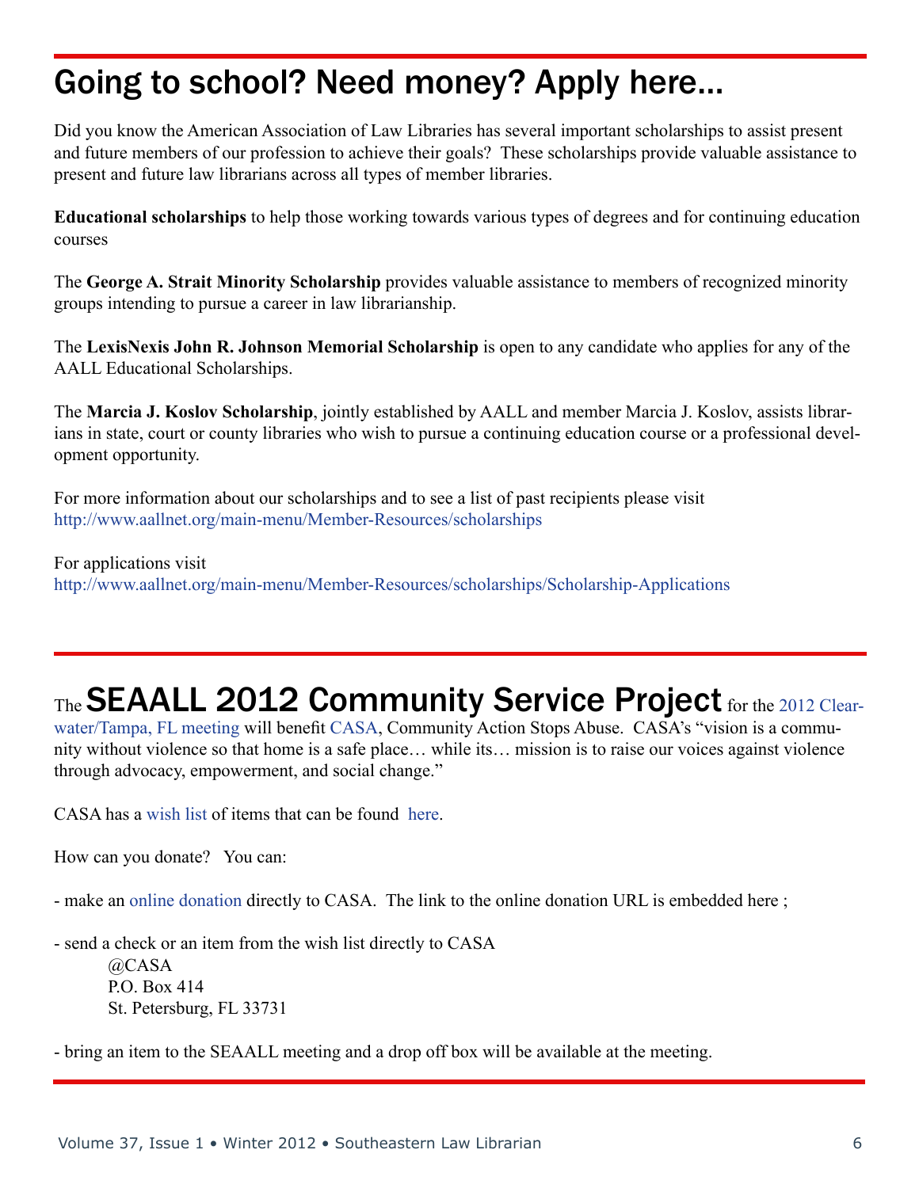# Going to school? Need money? Apply here…

Did you know the American Association of Law Libraries has several important scholarships to assist present and future members of our profession to achieve their goals? These scholarships provide valuable assistance to present and future law librarians across all types of member libraries.

**Educational scholarships** to help those working towards various types of degrees and for continuing education courses

The **George A. Strait Minority Scholarship** provides valuable assistance to members of recognized minority groups intending to pursue a career in law librarianship.

The **LexisNexis John R. Johnson Memorial Scholarship** is open to any candidate who applies for any of the AALL Educational Scholarships.

The **Marcia J. Koslov Scholarship**, jointly established by AALL and member Marcia J. Koslov, assists librarians in state, court or county libraries who wish to pursue a continuing education course or a professional development opportunity.

For more information about our scholarships and to see a list of past recipients please visit
http://www.aallnet.org/main-menu/Member-Resources/scholarships

For applications visit
http://www.aallnet.org/main-menu/Member-Resources/scholarships/Scholarship-Applications

# The SEAALL 2012 Community Service Project

The **SEAALL 2012 Community Service Project** for the 2012 Clearwater/Tampa, FL meeting will benefit CASA, Community Action Stops Abuse. CASA's "vision is a community without violence so that home is a safe place… while its… mission is to raise our voices against violence through advocacy, empowerment, and social change."

CASA has a wish list of items that can be found here.

How can you donate? You can:

- make an online donation directly to CASA. The link to the online donation URL is embedded here ;

- send a check or an item from the wish list directly to CASA
  @CASA
  P.O. Box 414
  St. Petersburg, FL 33731

- bring an item to the SEAALL meeting and a drop off box will be available at the meeting.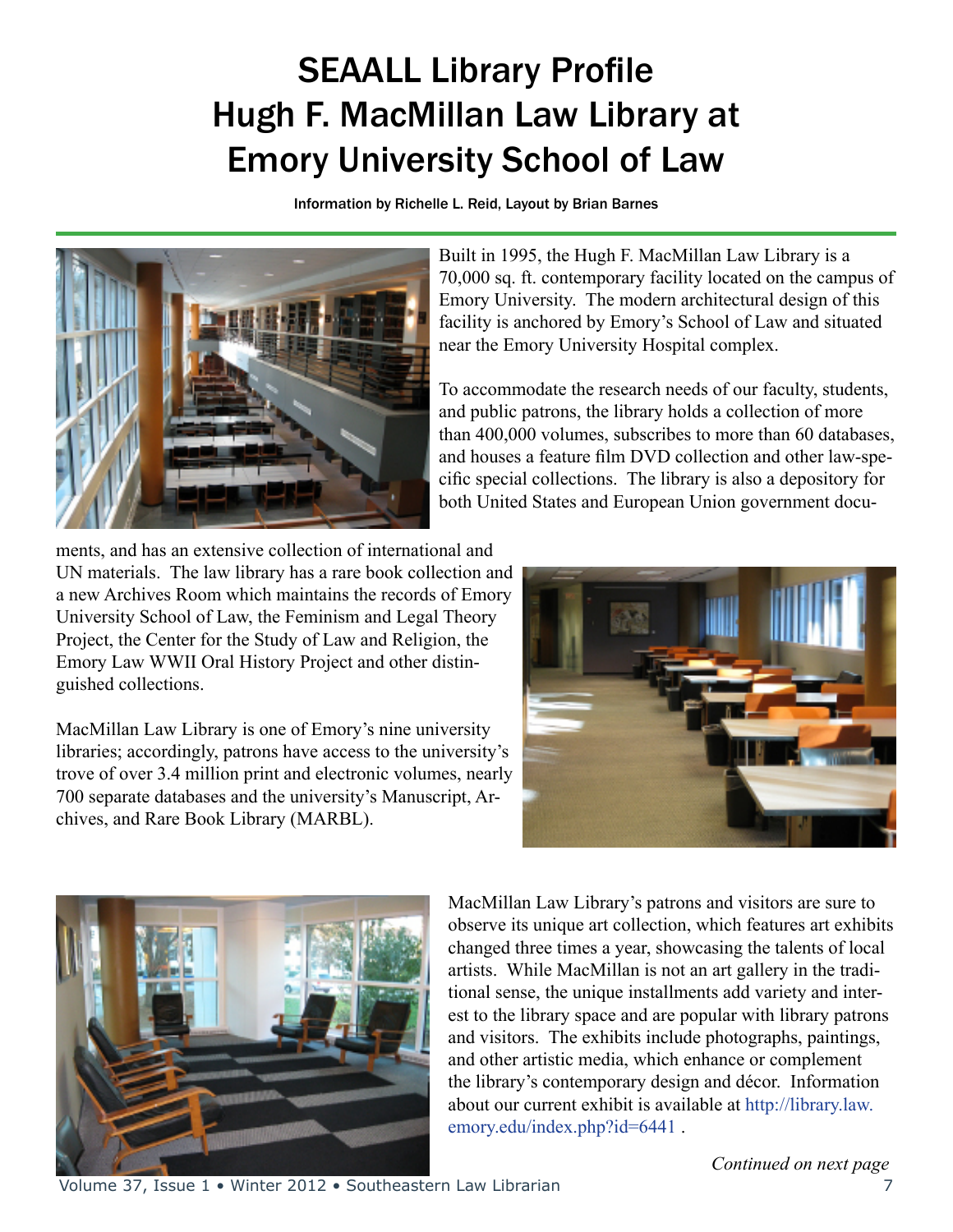# SEAALL Library Profile
# Hugh F. MacMillan Law Library at Emory University School of Law

Information by Richelle L. Reid, Layout by Brian Barnes

Built in 1995, the Hugh F. MacMillan Law Library is a 70,000 sq. ft. contemporary facility located on the campus of Emory University. The modern architectural design of this facility is anchored by Emory's School of Law and situated near the Emory University Hospital complex.

To accommodate the research needs of our faculty, students, and public patrons, the library holds a collection of more than 400,000 volumes, subscribes to more than 60 databases, and houses a feature film DVD collection and other law-specific special collections. The library is also a depository for both United States and European Union government documents, and has an extensive collection of international and UN materials. The law library has a rare book collection and a new Archives Room which maintains the records of Emory University School of Law, the Feminism and Legal Theory Project, the Center for the Study of Law and Religion, the Emory Law WWII Oral History Project and other distinguished collections.

MacMillan Law Library is one of Emory's nine university libraries; accordingly, patrons have access to the university's trove of over 3.4 million print and electronic volumes, nearly 700 separate databases and the university's Manuscript, Archives, and Rare Book Library (MARBL).

MacMillan Law Library's patrons and visitors are sure to observe its unique art collection, which features art exhibits changed three times a year, showcasing the talents of local artists. While MacMillan is not an art gallery in the traditional sense, the unique installments add variety and interest to the library space and are popular with library patrons and visitors. The exhibits include photographs, paintings, and other artistic media, which enhance or complement the library's contemporary design and décor. Information about our current exhibit is available at http://library.law.emory.edu/index.php?id=6441 .

*Continued on next page*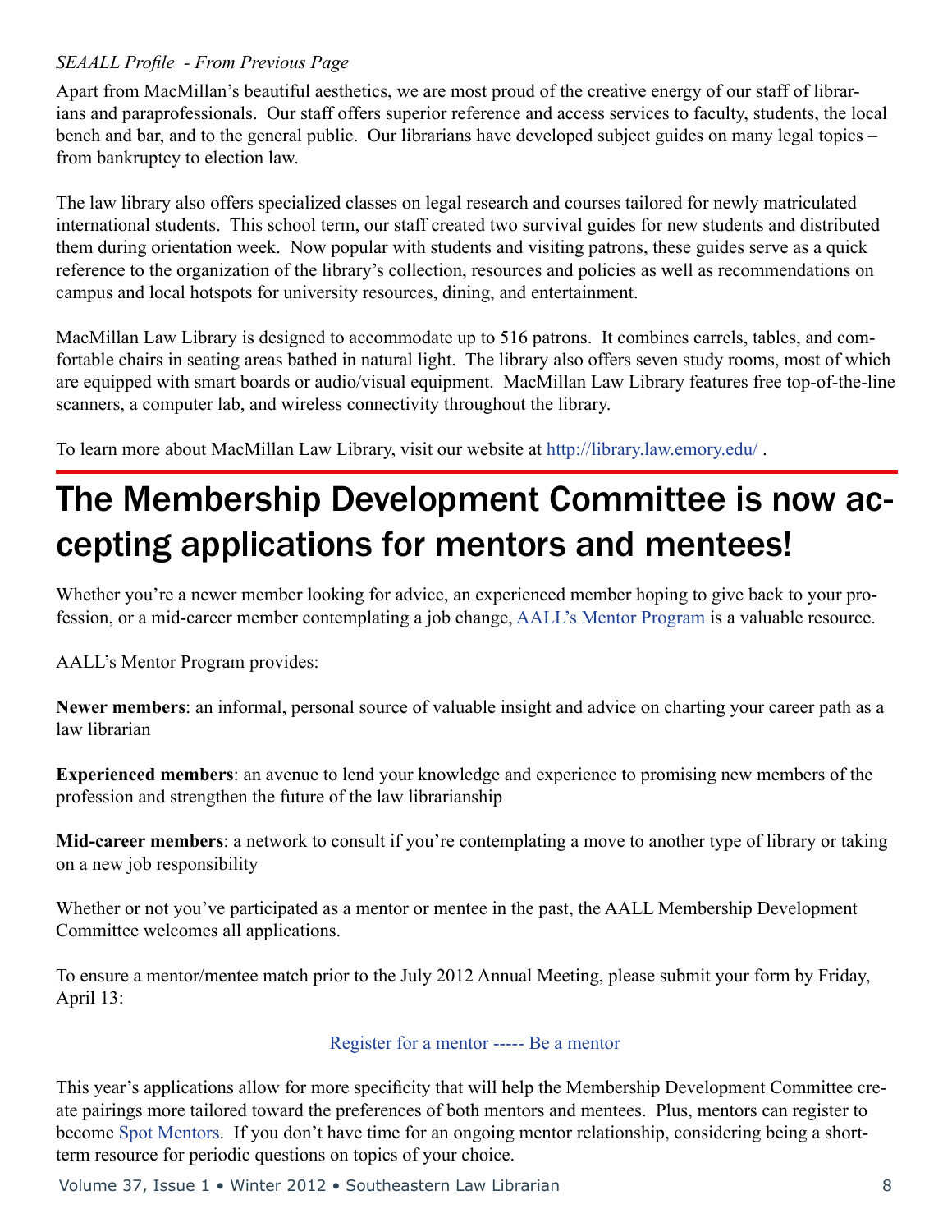*SEAALL Profile - From Previous Page*

Apart from MacMillan's beautiful aesthetics, we are most proud of the creative energy of our staff of librarians and paraprofessionals. Our staff offers superior reference and access services to faculty, students, the local bench and bar, and to the general public. Our librarians have developed subject guides on many legal topics – from bankruptcy to election law.

The law library also offers specialized classes on legal research and courses tailored for newly matriculated international students. This school term, our staff created two survival guides for new students and distributed them during orientation week. Now popular with students and visiting patrons, these guides serve as a quick reference to the organization of the library's collection, resources and policies as well as recommendations on campus and local hotspots for university resources, dining, and entertainment.

MacMillan Law Library is designed to accommodate up to 516 patrons. It combines carrels, tables, and comfortable chairs in seating areas bathed in natural light. The library also offers seven study rooms, most of which are equipped with smart boards or audio/visual equipment. MacMillan Law Library features free top-of-the-line scanners, a computer lab, and wireless connectivity throughout the library.

To learn more about MacMillan Law Library, visit our website at http://library.law.emory.edu/ .

# The Membership Development Committee is now accepting applications for mentors and mentees!

Whether you're a newer member looking for advice, an experienced member hoping to give back to your profession, or a mid-career member contemplating a job change, AALL's Mentor Program is a valuable resource.

AALL's Mentor Program provides:

**Newer members**: an informal, personal source of valuable insight and advice on charting your career path as a law librarian

**Experienced members**: an avenue to lend your knowledge and experience to promising new members of the profession and strengthen the future of the law librarianship

**Mid-career members**: a network to consult if you're contemplating a move to another type of library or taking on a new job responsibility

Whether or not you've participated as a mentor or mentee in the past, the AALL Membership Development Committee welcomes all applications.

To ensure a mentor/mentee match prior to the July 2012 Annual Meeting, please submit your form by Friday, April 13:

Register for a mentor ----- Be a mentor

This year's applications allow for more specificity that will help the Membership Development Committee create pairings more tailored toward the preferences of both mentors and mentees. Plus, mentors can register to become Spot Mentors. If you don't have time for an ongoing mentor relationship, considering being a short-term resource for periodic questions on topics of your choice.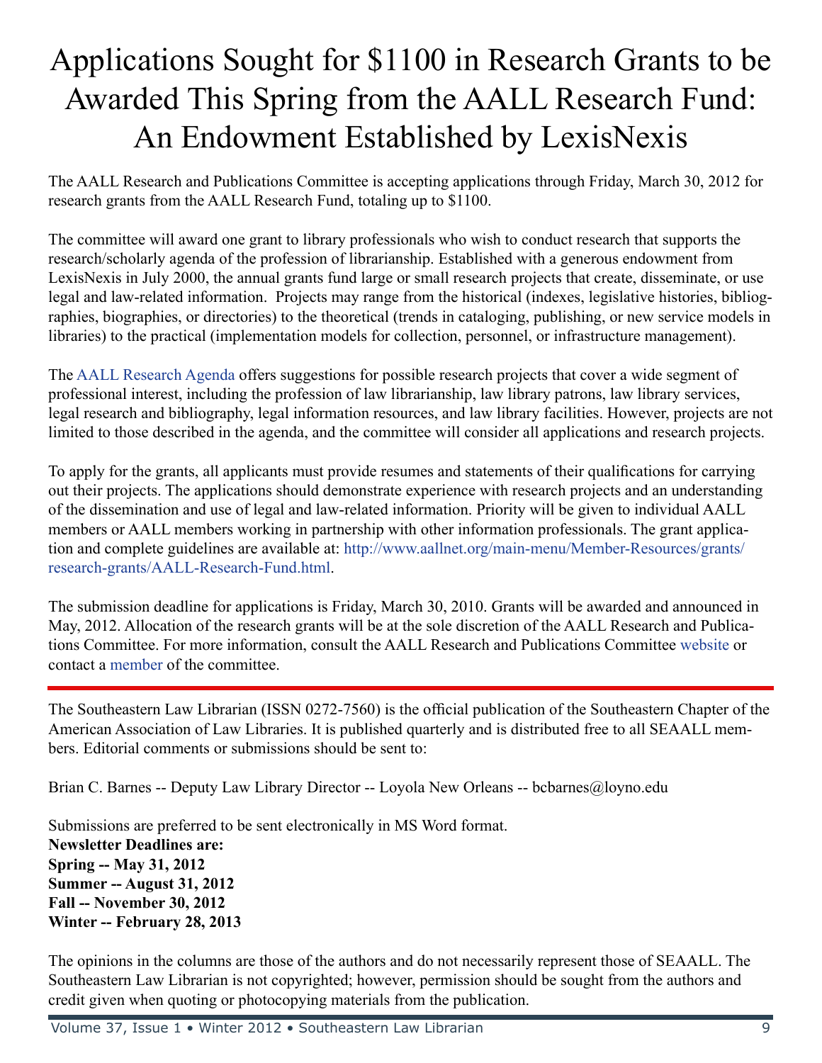# Applications Sought for $1100 in Research Grants to be Awarded This Spring from the AALL Research Fund: An Endowment Established by LexisNexis

The AALL Research and Publications Committee is accepting applications through Friday, March 30, 2012 for research grants from the AALL Research Fund, totaling up to $1100.

The committee will award one grant to library professionals who wish to conduct research that supports the research/scholarly agenda of the profession of librarianship. Established with a generous endowment from LexisNexis in July 2000, the annual grants fund large or small research projects that create, disseminate, or use legal and law-related information. Projects may range from the historical (indexes, legislative histories, bibliographies, biographies, or directories) to the theoretical (trends in cataloging, publishing, or new service models in libraries) to the practical (implementation models for collection, personnel, or infrastructure management).

The AALL Research Agenda offers suggestions for possible research projects that cover a wide segment of professional interest, including the profession of law librarianship, law library patrons, law library services, legal research and bibliography, legal information resources, and law library facilities. However, projects are not limited to those described in the agenda, and the committee will consider all applications and research projects.

To apply for the grants, all applicants must provide resumes and statements of their qualifications for carrying out their projects. The applications should demonstrate experience with research projects and an understanding of the dissemination and use of legal and law-related information. Priority will be given to individual AALL members or AALL members working in partnership with other information professionals. The grant application and complete guidelines are available at: http://www.aallnet.org/main-menu/Member-Resources/grants/research-grants/AALL-Research-Fund.html.

The submission deadline for applications is Friday, March 30, 2010. Grants will be awarded and announced in May, 2012. Allocation of the research grants will be at the sole discretion of the AALL Research and Publications Committee. For more information, consult the AALL Research and Publications Committee website or contact a member of the committee.

---

The Southeastern Law Librarian (ISSN 0272-7560) is the official publication of the Southeastern Chapter of the American Association of Law Libraries. It is published quarterly and is distributed free to all SEAALL members. Editorial comments or submissions should be sent to:

Brian C. Barnes -- Deputy Law Library Director -- Loyola New Orleans -- bcbarnes@loyno.edu

Submissions are preferred to be sent electronically in MS Word format.
**Newsletter Deadlines are:**
**Spring -- May 31, 2012**
**Summer -- August 31, 2012**
**Fall -- November 30, 2012**
**Winter -- February 28, 2013**

The opinions in the columns are those of the authors and do not necessarily represent those of SEAALL. The Southeastern Law Librarian is not copyrighted; however, permission should be sought from the authors and credit given when quoting or photocopying materials from the publication.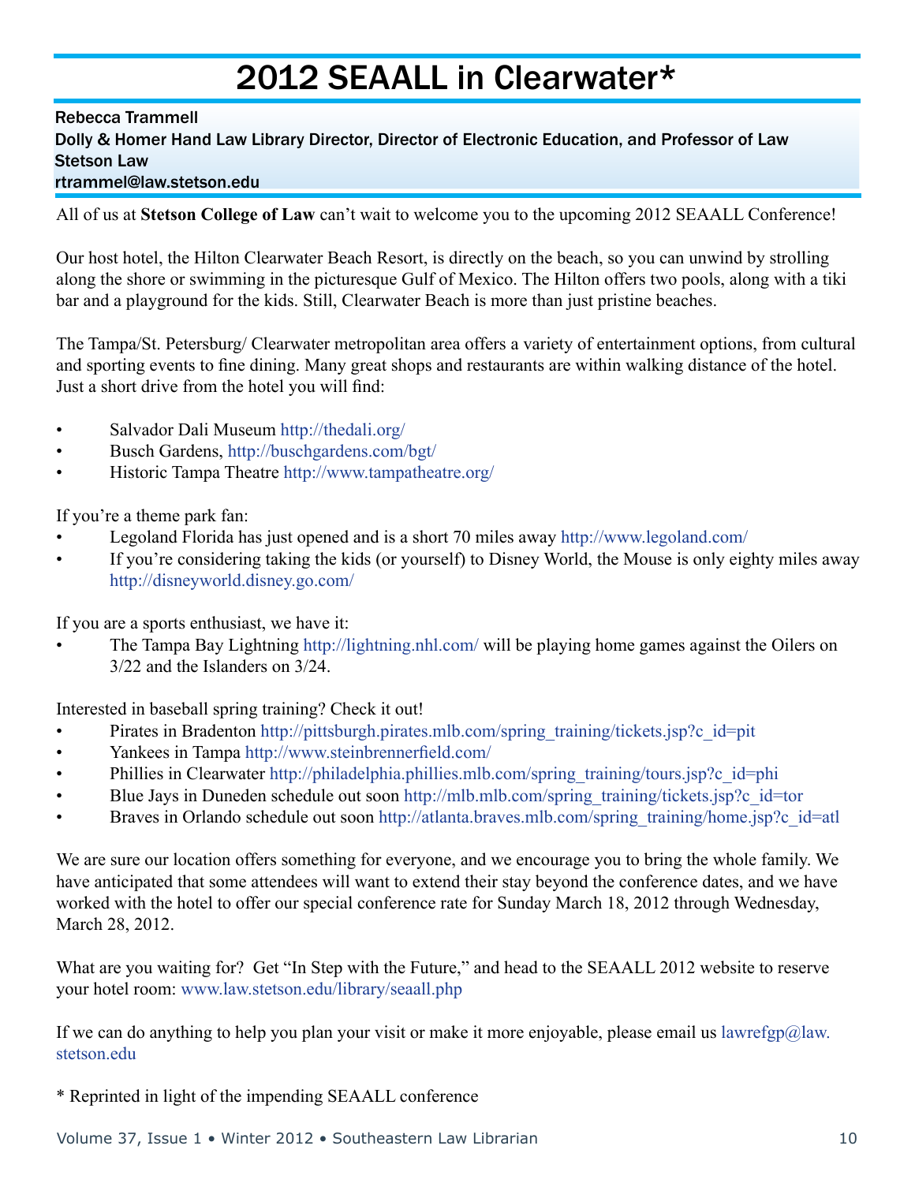# 2012 SEAALL in Clearwater*

Rebecca Trammell
Dolly & Homer Hand Law Library Director, Director of Electronic Education, and Professor of Law
Stetson Law
rtrammel@law.stetson.edu

All of us at **Stetson College of Law** can't wait to welcome you to the upcoming 2012 SEAALL Conference!

Our host hotel, the Hilton Clearwater Beach Resort, is directly on the beach, so you can unwind by strolling along the shore or swimming in the picturesque Gulf of Mexico. The Hilton offers two pools, along with a tiki bar and a playground for the kids. Still, Clearwater Beach is more than just pristine beaches.

The Tampa/St. Petersburg/ Clearwater metropolitan area offers a variety of entertainment options, from cultural and sporting events to fine dining. Many great shops and restaurants are within walking distance of the hotel. Just a short drive from the hotel you will find:

- Salvador Dali Museum http://thedali.org/
- Busch Gardens, http://buschgardens.com/bgt/
- Historic Tampa Theatre http://www.tampatheatre.org/

If you're a theme park fan:

- Legoland Florida has just opened and is a short 70 miles away http://www.legoland.com/
- If you're considering taking the kids (or yourself) to Disney World, the Mouse is only eighty miles away http://disneyworld.disney.go.com/

If you are a sports enthusiast, we have it:

- The Tampa Bay Lightning http://lightning.nhl.com/ will be playing home games against the Oilers on 3/22 and the Islanders on 3/24.

Interested in baseball spring training? Check it out!

- Pirates in Bradenton http://pittsburgh.pirates.mlb.com/spring_training/tickets.jsp?c_id=pit
- Yankees in Tampa http://www.steinbrennerfield.com/
- Phillies in Clearwater http://philadelphia.phillies.mlb.com/spring_training/tours.jsp?c_id=phi
- Blue Jays in Duneden schedule out soon http://mlb.mlb.com/spring_training/tickets.jsp?c_id=tor
- Braves in Orlando schedule out soon http://atlanta.braves.mlb.com/spring_training/home.jsp?c_id=atl

We are sure our location offers something for everyone, and we encourage you to bring the whole family. We have anticipated that some attendees will want to extend their stay beyond the conference dates, and we have worked with the hotel to offer our special conference rate for Sunday March 18, 2012 through Wednesday, March 28, 2012.

What are you waiting for? Get "In Step with the Future," and head to the SEAALL 2012 website to reserve your hotel room: www.law.stetson.edu/library/seaall.php

If we can do anything to help you plan your visit or make it more enjoyable, please email us lawrefgp@law.stetson.edu

\* Reprinted in light of the impending SEAALL conference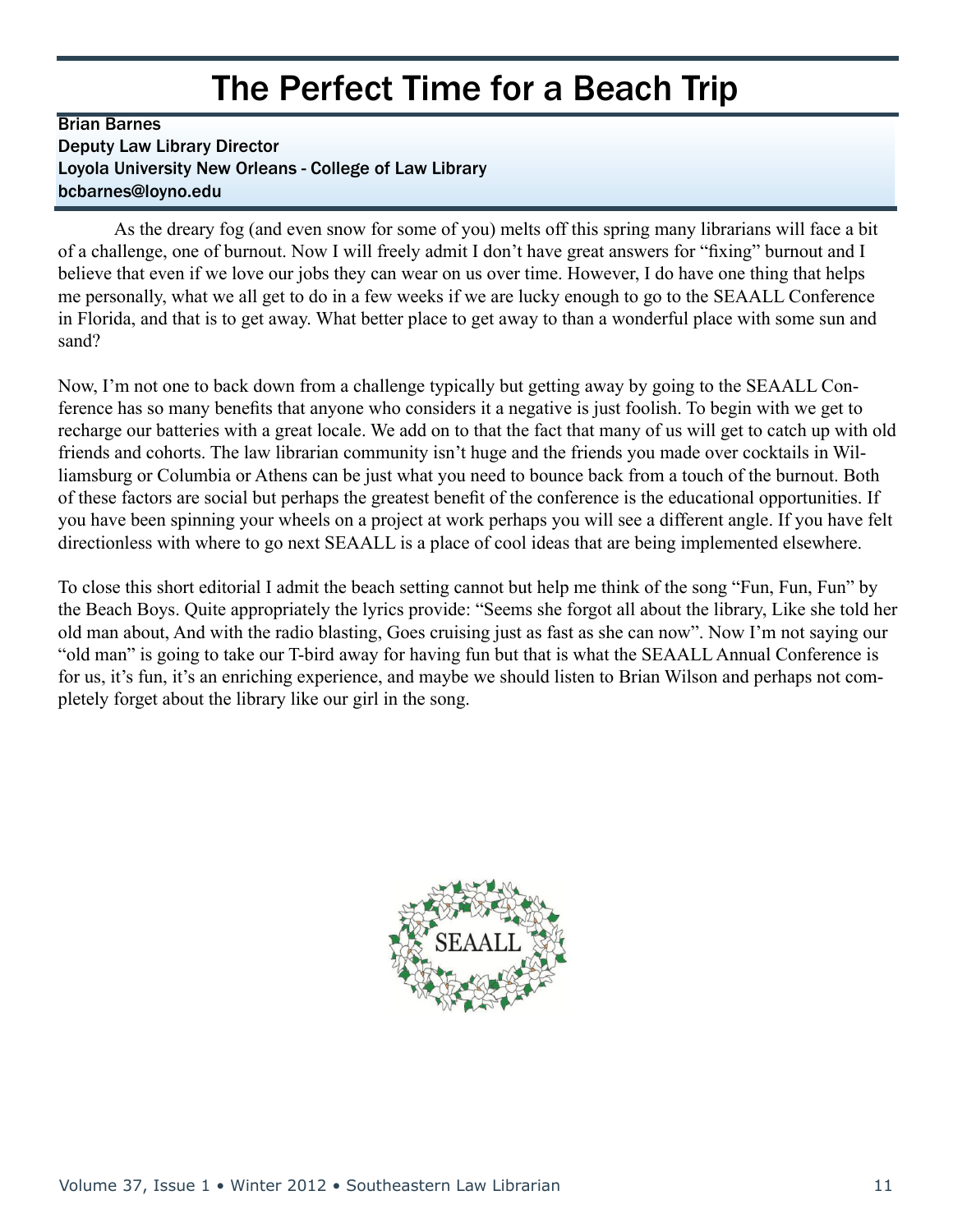# The Perfect Time for a Beach Trip

Brian Barnes
Deputy Law Library Director
Loyola University New Orleans - College of Law Library
bcbarnes@loyno.edu

As the dreary fog (and even snow for some of you) melts off this spring many librarians will face a bit of a challenge, one of burnout. Now I will freely admit I don't have great answers for "fixing" burnout and I believe that even if we love our jobs they can wear on us over time. However, I do have one thing that helps me personally, what we all get to do in a few weeks if we are lucky enough to go to the SEAALL Conference in Florida, and that is to get away. What better place to get away to than a wonderful place with some sun and sand?

Now, I'm not one to back down from a challenge typically but getting away by going to the SEAALL Conference has so many benefits that anyone who considers it a negative is just foolish. To begin with we get to recharge our batteries with a great locale. We add on to that the fact that many of us will get to catch up with old friends and cohorts. The law librarian community isn't huge and the friends you made over cocktails in Williamsburg or Columbia or Athens can be just what you need to bounce back from a touch of the burnout. Both of these factors are social but perhaps the greatest benefit of the conference is the educational opportunities. If you have been spinning your wheels on a project at work perhaps you will see a different angle. If you have felt directionless with where to go next SEAALL is a place of cool ideas that are being implemented elsewhere.

To close this short editorial I admit the beach setting cannot but help me think of the song "Fun, Fun, Fun" by the Beach Boys. Quite appropriately the lyrics provide: "Seems she forgot all about the library, Like she told her old man about, And with the radio blasting, Goes cruising just as fast as she can now". Now I'm not saying our "old man" is going to take our T-bird away for having fun but that is what the SEAALL Annual Conference is for us, it's fun, it's an enriching experience, and maybe we should listen to Brian Wilson and perhaps not completely forget about the library like our girl in the song.

SEAALL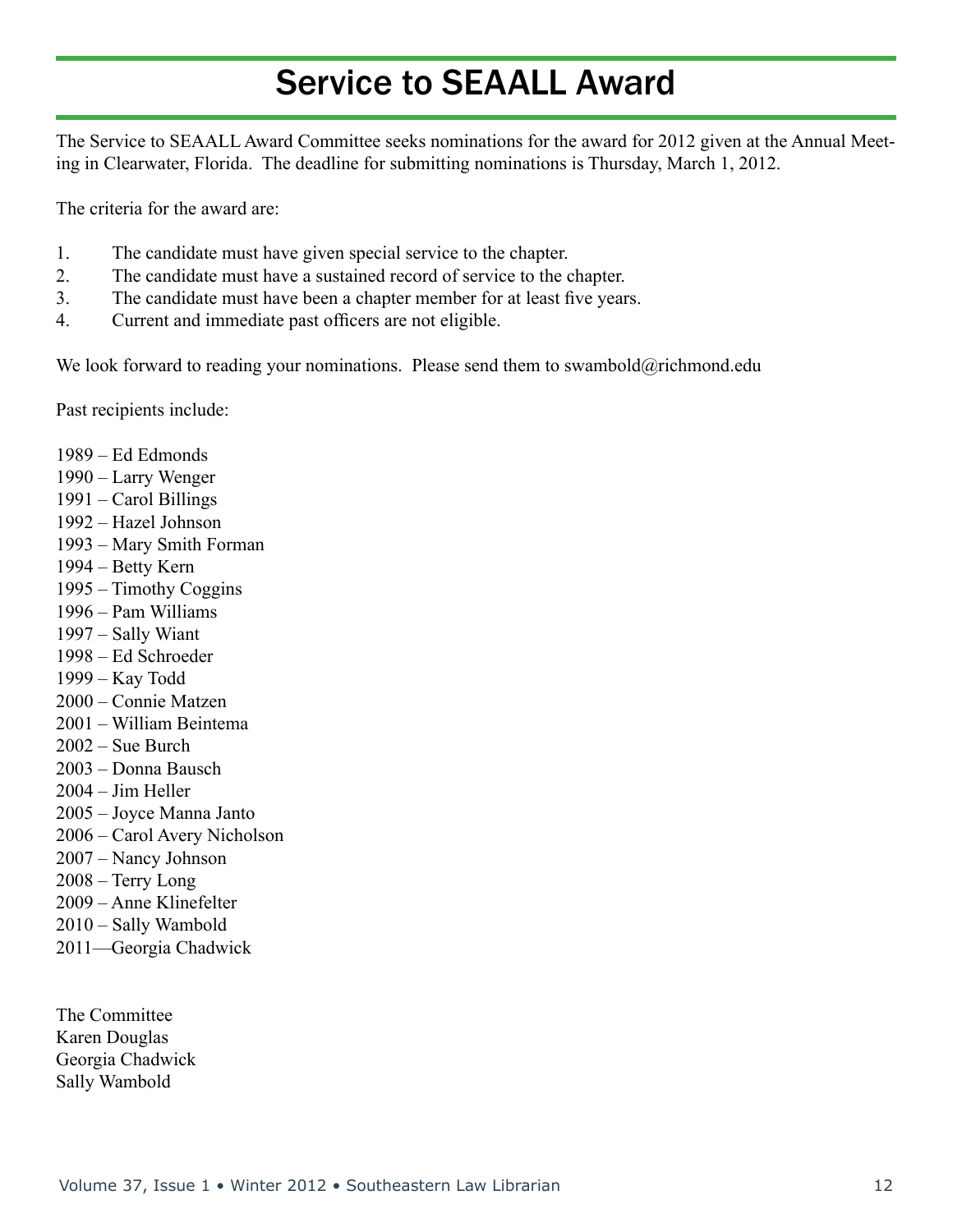# Service to SEAALL Award

The Service to SEAALL Award Committee seeks nominations for the award for 2012 given at the Annual Meeting in Clearwater, Florida. The deadline for submitting nominations is Thursday, March 1, 2012.

The criteria for the award are:

1. The candidate must have given special service to the chapter.
2. The candidate must have a sustained record of service to the chapter.
3. The candidate must have been a chapter member for at least five years.
4. Current and immediate past officers are not eligible.

We look forward to reading your nominations. Please send them to swambold@richmond.edu

Past recipients include:

1989 – Ed Edmonds  
1990 – Larry Wenger  
1991 – Carol Billings  
1992 – Hazel Johnson  
1993 – Mary Smith Forman  
1994 – Betty Kern  
1995 – Timothy Coggins  
1996 – Pam Williams  
1997 – Sally Wiant  
1998 – Ed Schroeder  
1999 – Kay Todd  
2000 – Connie Matzen  
2001 – William Beintema  
2002 – Sue Burch  
2003 – Donna Bausch  
2004 – Jim Heller  
2005 – Joyce Manna Janto  
2006 – Carol Avery Nicholson  
2007 – Nancy Johnson  
2008 – Terry Long  
2009 – Anne Klinefelter  
2010 – Sally Wambold  
2011—Georgia Chadwick

The Committee  
Karen Douglas  
Georgia Chadwick  
Sally Wambold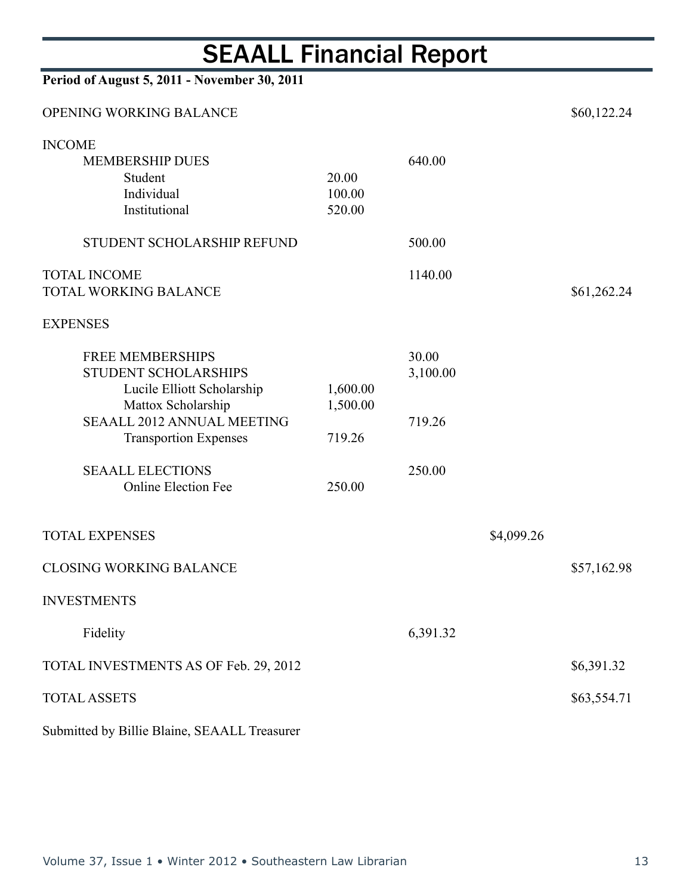# SEAALL Financial Report

**Period of August 5, 2011 - November 30, 2011**

| | | | | |
|---|---|---|---|---|
| OPENING WORKING BALANCE | | | | $60,122.24 |
| INCOME | | | | |
| MEMBERSHIP DUES | | 640.00 | | |
| Student | 20.00 | | | |
| Individual | 100.00 | | | |
| Institutional | 520.00 | | | |
| STUDENT SCHOLARSHIP REFUND | | 500.00 | | |
| TOTAL INCOME | | 1140.00 | | |
| TOTAL WORKING BALANCE | | | | $61,262.24 |
| EXPENSES | | | | |
| FREE MEMBERSHIPS | | 30.00 | | |
| STUDENT SCHOLARSHIPS | | 3,100.00 | | |
| Lucile Elliott Scholarship | 1,600.00 | | | |
| Mattox Scholarship | 1,500.00 | | | |
| SEAALL 2012 ANNUAL MEETING | | 719.26 | | |
| Transportion Expenses | 719.26 | | | |
| SEAALL ELECTIONS | | 250.00 | | |
| Online Election Fee | 250.00 | | | |
| TOTAL EXPENSES | | | $4,099.26 | |
| CLOSING WORKING BALANCE | | | | $57,162.98 |
| INVESTMENTS | | | | |
| Fidelity | | 6,391.32 | | |
| TOTAL INVESTMENTS AS OF Feb. 29, 2012 | | | | $6,391.32 |
| TOTAL ASSETS | | | | $63,554.71 |

Submitted by Billie Blaine, SEAALL Treasurer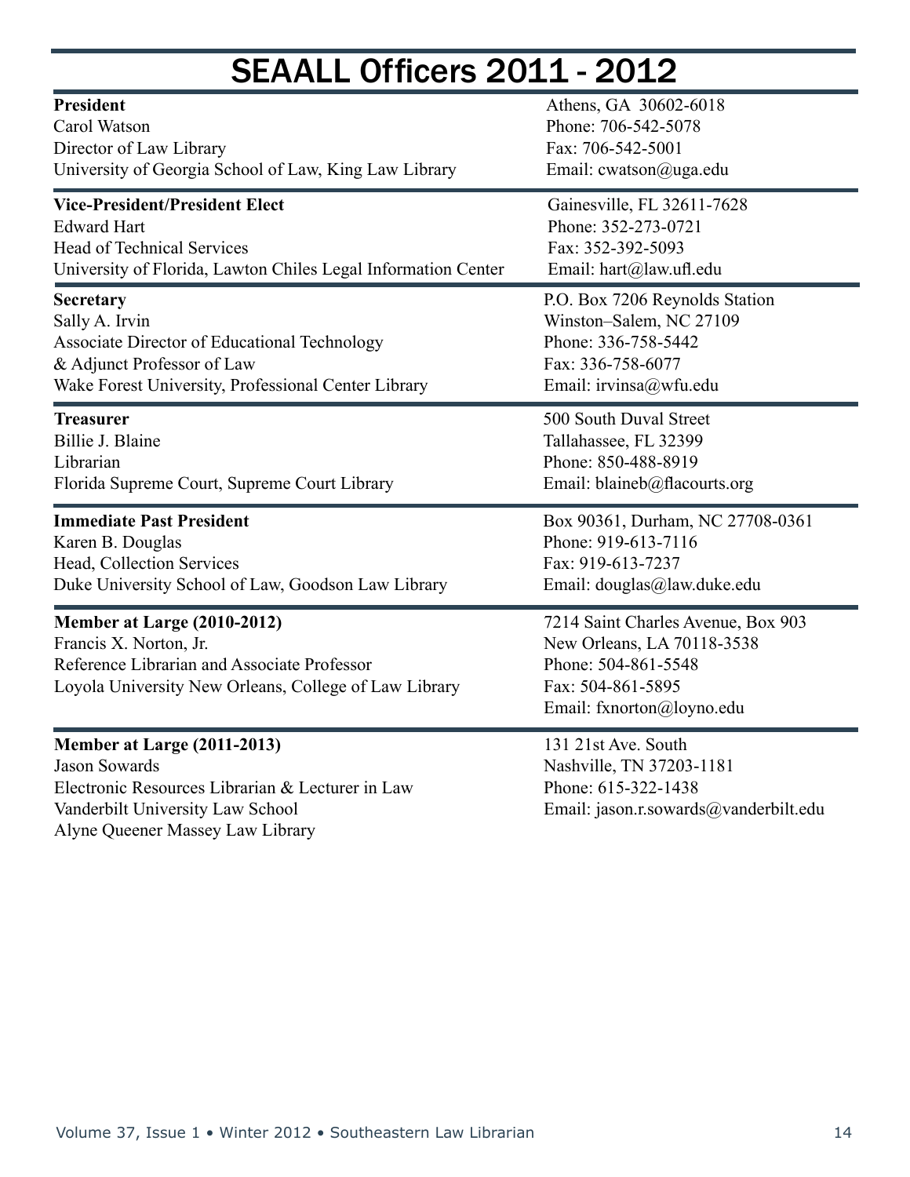# SEAALL Officers 2011 - 2012

**President**
Carol Watson
Director of Law Library
University of Georgia School of Law, King Law Library
Athens, GA 30602-6018
Phone: 706-542-5078
Fax: 706-542-5001
Email: cwatson@uga.edu

**Vice-President/President Elect**
Edward Hart
Head of Technical Services
University of Florida, Lawton Chiles Legal Information Center
Gainesville, FL 32611-7628
Phone: 352-273-0721
Fax: 352-392-5093
Email: hart@law.ufl.edu

**Secretary**
Sally A. Irvin
Associate Director of Educational Technology
& Adjunct Professor of Law
Wake Forest University, Professional Center Library
P.O. Box 7206 Reynolds Station
Winston–Salem, NC 27109
Phone: 336-758-5442
Fax: 336-758-6077
Email: irvinsa@wfu.edu

**Treasurer**
Billie J. Blaine
Librarian
Florida Supreme Court, Supreme Court Library
500 South Duval Street
Tallahassee, FL 32399
Phone: 850-488-8919
Email: blaineb@flacourts.org

**Immediate Past President**
Karen B. Douglas
Head, Collection Services
Duke University School of Law, Goodson Law Library
Box 90361, Durham, NC 27708-0361
Phone: 919-613-7116
Fax: 919-613-7237
Email: douglas@law.duke.edu

**Member at Large (2010-2012)**
Francis X. Norton, Jr.
Reference Librarian and Associate Professor
Loyola University New Orleans, College of Law Library
7214 Saint Charles Avenue, Box 903
New Orleans, LA 70118-3538
Phone: 504-861-5548
Fax: 504-861-5895
Email: fxnorton@loyno.edu

**Member at Large (2011-2013)**
Jason Sowards
Electronic Resources Librarian & Lecturer in Law
Vanderbilt University Law School
Alyne Queener Massey Law Library
131 21st Ave. South
Nashville, TN 37203-1181
Phone: 615-322-1438
Email: jason.r.sowards@vanderbilt.edu